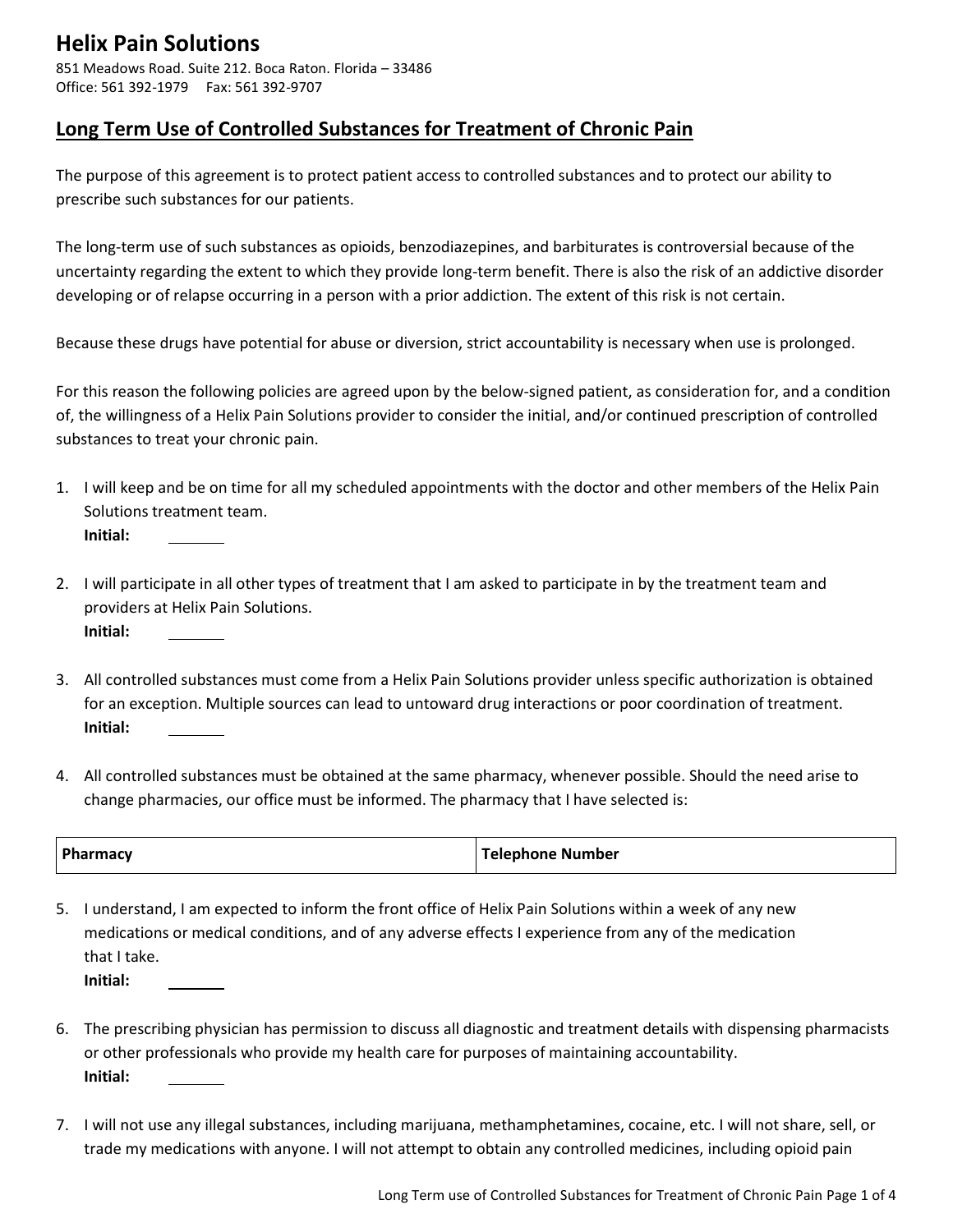# Helix Pain Solutions

851 Meadows Road. Suite 212. Boca Raton. Florida – 33486
Office: 561 392-1979    Fax: 561 392-9707

## Long Term Use of Controlled Substances for Treatment of Chronic Pain

The purpose of this agreement is to protect patient access to controlled substances and to protect our ability to prescribe such substances for our patients.

The long-term use of such substances as opioids, benzodiazepines, and barbiturates is controversial because of the uncertainty regarding the extent to which they provide long-term benefit. There is also the risk of an addictive disorder developing or of relapse occurring in a person with a prior addiction. The extent of this risk is not certain.

Because these drugs have potential for abuse or diversion, strict accountability is necessary when use is prolonged.

For this reason the following policies are agreed upon by the below-signed patient, as consideration for, and a condition of, the willingness of a Helix Pain Solutions provider to consider the initial, and/or continued prescription of controlled substances to treat your chronic pain.

1. I will keep and be on time for all my scheduled appointments with the doctor and other members of the Helix Pain Solutions treatment team.
   **Initial:** ______

2. I will participate in all other types of treatment that I am asked to participate in by the treatment team and providers at Helix Pain Solutions.
   **Initial:** ______

3. All controlled substances must come from a Helix Pain Solutions provider unless specific authorization is obtained for an exception. Multiple sources can lead to untoward drug interactions or poor coordination of treatment.
   **Initial:** ______

4. All controlled substances must be obtained at the same pharmacy, whenever possible. Should the need arise to change pharmacies, our office must be informed. The pharmacy that I have selected is:

| Pharmacy | Telephone Number |
|---|---|

5. I understand, I am expected to inform the front office of Helix Pain Solutions within a week of any new medications or medical conditions, and of any adverse effects I experience from any of the medication that I take.
   **Initial:** ______

6. The prescribing physician has permission to discuss all diagnostic and treatment details with dispensing pharmacists or other professionals who provide my health care for purposes of maintaining accountability.
   **Initial:** ______

7. I will not use any illegal substances, including marijuana, methamphetamines, cocaine, etc. I will not share, sell, or trade my medications with anyone. I will not attempt to obtain any controlled medicines, including opioid pain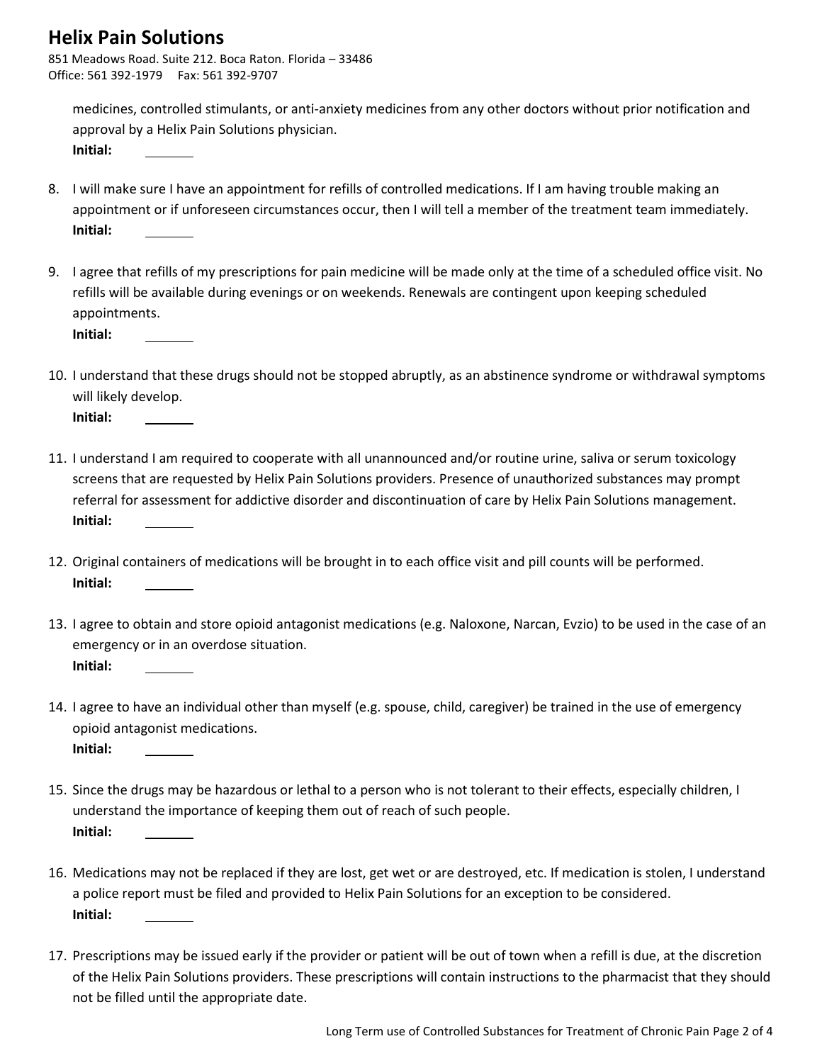medicines, controlled stimulants, or anti-anxiety medicines from any other doctors without prior notification and approval by a Helix Pain Solutions physician.
**Initial:** _______

8. I will make sure I have an appointment for refills of controlled medications. If I am having trouble making an appointment or if unforeseen circumstances occur, then I will tell a member of the treatment team immediately.
**Initial:** _______

9. I agree that refills of my prescriptions for pain medicine will be made only at the time of a scheduled office visit. No refills will be available during evenings or on weekends. Renewals are contingent upon keeping scheduled appointments.
**Initial:** _______

10. I understand that these drugs should not be stopped abruptly, as an abstinence syndrome or withdrawal symptoms will likely develop.
**Initial:** _______

11. I understand I am required to cooperate with all unannounced and/or routine urine, saliva or serum toxicology screens that are requested by Helix Pain Solutions providers. Presence of unauthorized substances may prompt referral for assessment for addictive disorder and discontinuation of care by Helix Pain Solutions management.
**Initial:** _______

12. Original containers of medications will be brought in to each office visit and pill counts will be performed.
**Initial:** _______

13. I agree to obtain and store opioid antagonist medications (e.g. Naloxone, Narcan, Evzio) to be used in the case of an emergency or in an overdose situation.
**Initial:** _______

14. I agree to have an individual other than myself (e.g. spouse, child, caregiver) be trained in the use of emergency opioid antagonist medications.
**Initial:** _______

15. Since the drugs may be hazardous or lethal to a person who is not tolerant to their effects, especially children, I understand the importance of keeping them out of reach of such people.
**Initial:** _______

16. Medications may not be replaced if they are lost, get wet or are destroyed, etc. If medication is stolen, I understand a police report must be filed and provided to Helix Pain Solutions for an exception to be considered.
**Initial:** _______

17. Prescriptions may be issued early if the provider or patient will be out of town when a refill is due, at the discretion of the Helix Pain Solutions providers. These prescriptions will contain instructions to the pharmacist that they should not be filled until the appropriate date.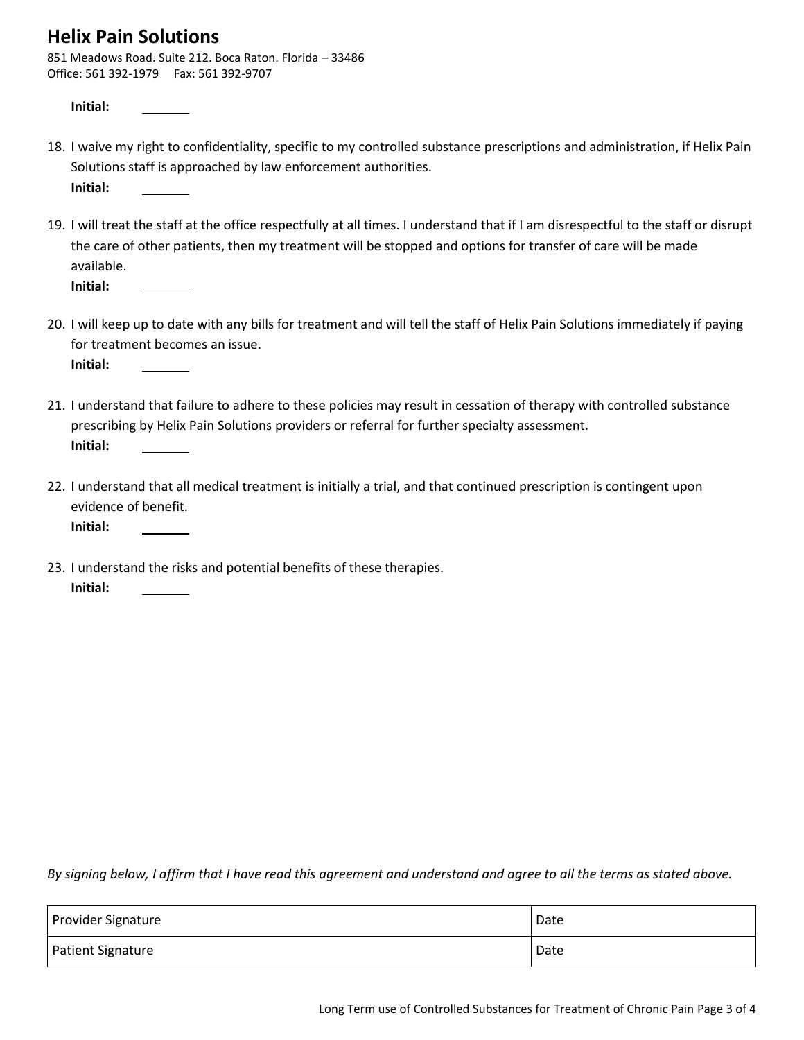Initial: \_\_\_\_\_\_\_

18. I waive my right to confidentiality, specific to my controlled substance prescriptions and administration, if Helix Pain Solutions staff is approached by law enforcement authorities.
    **Initial:** \_\_\_\_\_\_\_

19. I will treat the staff at the office respectfully at all times. I understand that if I am disrespectful to the staff or disrupt the care of other patients, then my treatment will be stopped and options for transfer of care will be made available.
    **Initial:** \_\_\_\_\_\_\_

20. I will keep up to date with any bills for treatment and will tell the staff of Helix Pain Solutions immediately if paying for treatment becomes an issue.
    **Initial:** \_\_\_\_\_\_\_

21. I understand that failure to adhere to these policies may result in cessation of therapy with controlled substance prescribing by Helix Pain Solutions providers or referral for further specialty assessment.
    **Initial:** \_\_\_\_\_\_\_

22. I understand that all medical treatment is initially a trial, and that continued prescription is contingent upon evidence of benefit.
    **Initial:** \_\_\_\_\_\_\_

23. I understand the risks and potential benefits of these therapies.
    **Initial:** \_\_\_\_\_\_\_

*By signing below, I affirm that I have read this agreement and understand and agree to all the terms as stated above.*

| Provider Signature | Date |
|---|---|
| Patient Signature | Date |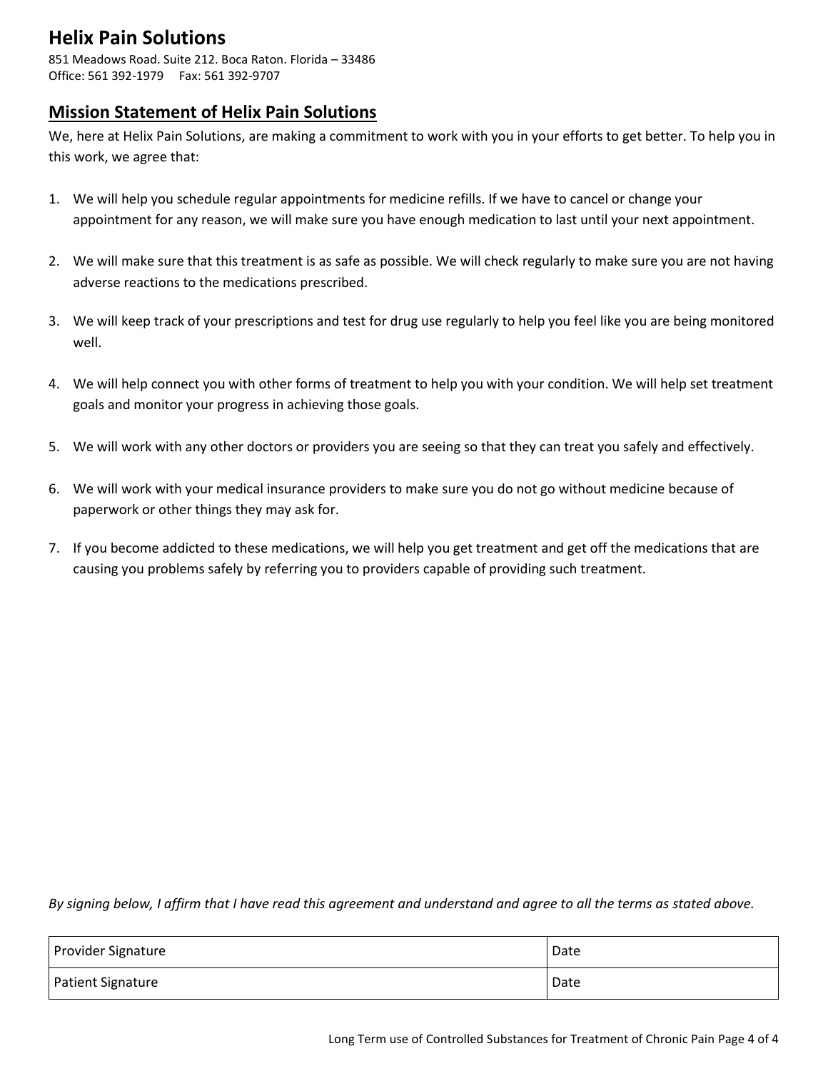# Helix Pain Solutions

851 Meadows Road. Suite 212. Boca Raton. Florida – 33486
Office: 561 392-1979 Fax: 561 392-9707

## Mission Statement of Helix Pain Solutions

We, here at Helix Pain Solutions, are making a commitment to work with you in your efforts to get better. To help you in this work, we agree that:

1. We will help you schedule regular appointments for medicine refills. If we have to cancel or change your appointment for any reason, we will make sure you have enough medication to last until your next appointment.

2. We will make sure that this treatment is as safe as possible. We will check regularly to make sure you are not having adverse reactions to the medications prescribed.

3. We will keep track of your prescriptions and test for drug use regularly to help you feel like you are being monitored well.

4. We will help connect you with other forms of treatment to help you with your condition. We will help set treatment goals and monitor your progress in achieving those goals.

5. We will work with any other doctors or providers you are seeing so that they can treat you safely and effectively.

6. We will work with your medical insurance providers to make sure you do not go without medicine because of paperwork or other things they may ask for.

7. If you become addicted to these medications, we will help you get treatment and get off the medications that are causing you problems safely by referring you to providers capable of providing such treatment.

*By signing below, I affirm that I have read this agreement and understand and agree to all the terms as stated above.*

| | |
|---|---|
| Provider Signature | Date |
| Patient Signature | Date |